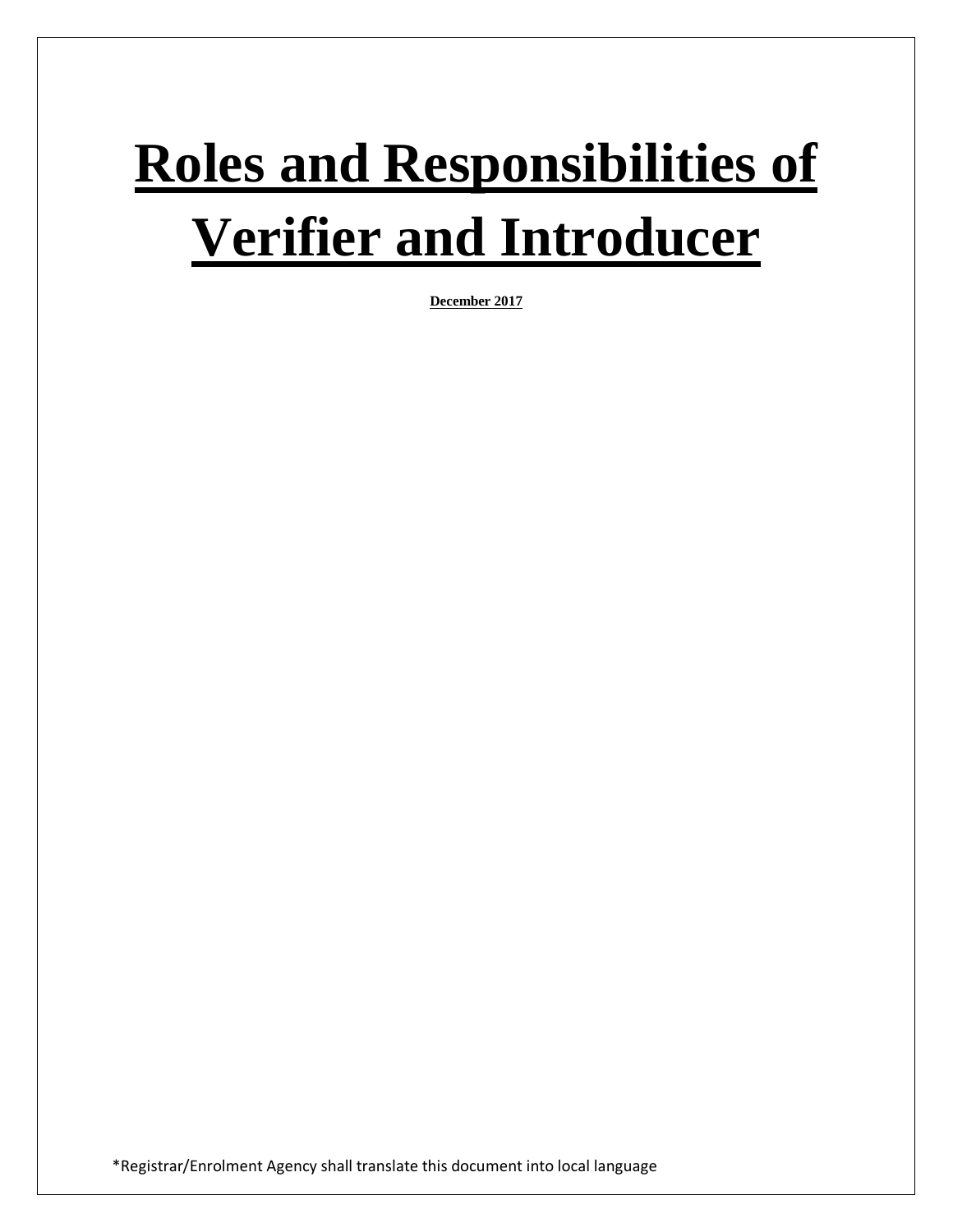# Roles and Responsibilities of Verifier and Introducer

**December 2017**

*Registrar/Enrolment Agency shall translate this document into local language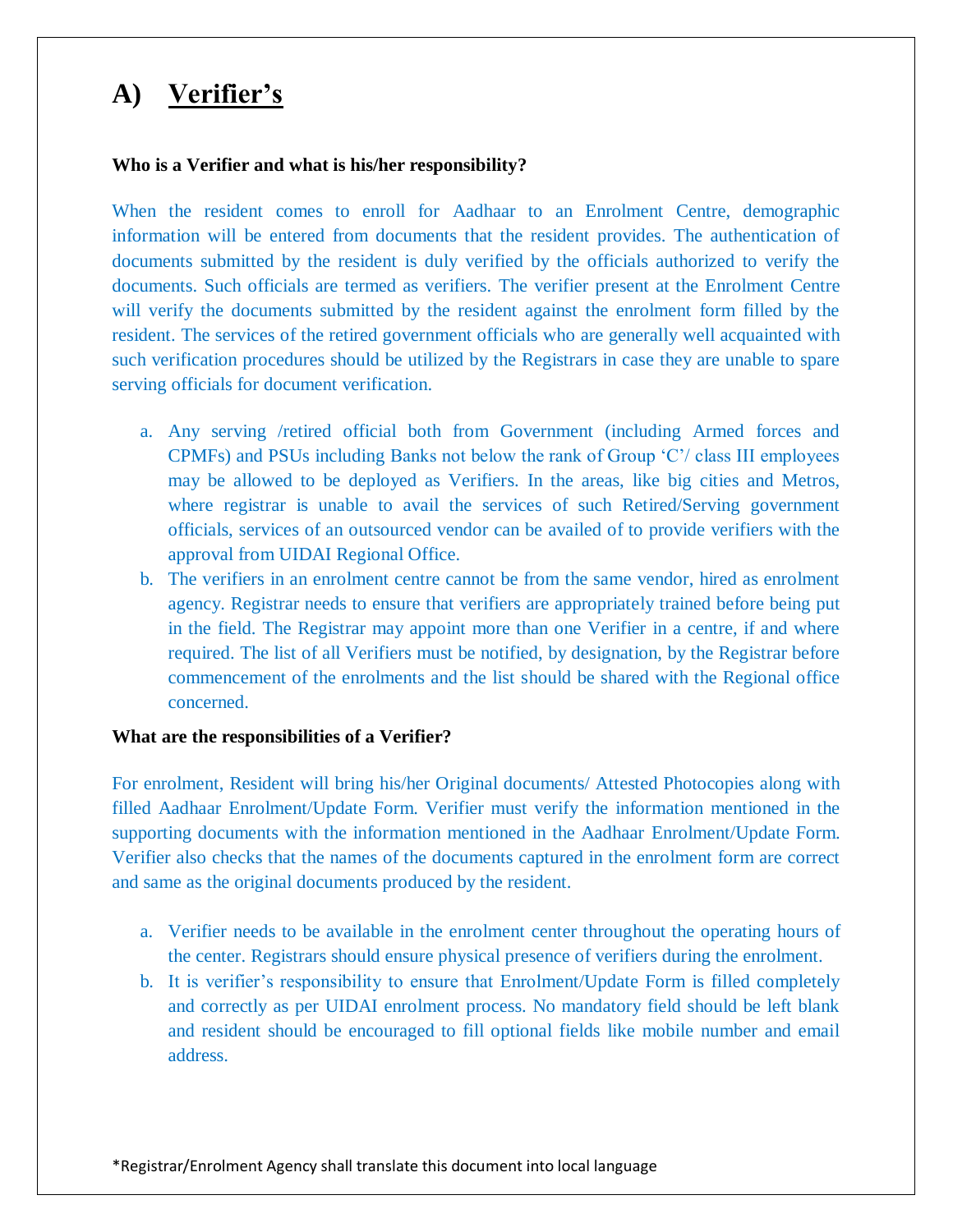# A) Verifier's

**Who is a Verifier and what is his/her responsibility?**

When the resident comes to enroll for Aadhaar to an Enrolment Centre, demographic information will be entered from documents that the resident provides. The authentication of documents submitted by the resident is duly verified by the officials authorized to verify the documents. Such officials are termed as verifiers. The verifier present at the Enrolment Centre will verify the documents submitted by the resident against the enrolment form filled by the resident. The services of the retired government officials who are generally well acquainted with such verification procedures should be utilized by the Registrars in case they are unable to spare serving officials for document verification.

a. Any serving /retired official both from Government (including Armed forces and CPMFs) and PSUs including Banks not below the rank of Group 'C'/ class III employees may be allowed to be deployed as Verifiers. In the areas, like big cities and Metros, where registrar is unable to avail the services of such Retired/Serving government officials, services of an outsourced vendor can be availed of to provide verifiers with the approval from UIDAI Regional Office.
b. The verifiers in an enrolment centre cannot be from the same vendor, hired as enrolment agency. Registrar needs to ensure that verifiers are appropriately trained before being put in the field. The Registrar may appoint more than one Verifier in a centre, if and where required. The list of all Verifiers must be notified, by designation, by the Registrar before commencement of the enrolments and the list should be shared with the Regional office concerned.

**What are the responsibilities of a Verifier?**

For enrolment, Resident will bring his/her Original documents/ Attested Photocopies along with filled Aadhaar Enrolment/Update Form. Verifier must verify the information mentioned in the supporting documents with the information mentioned in the Aadhaar Enrolment/Update Form. Verifier also checks that the names of the documents captured in the enrolment form are correct and same as the original documents produced by the resident.

a. Verifier needs to be available in the enrolment center throughout the operating hours of the center. Registrars should ensure physical presence of verifiers during the enrolment.
b. It is verifier's responsibility to ensure that Enrolment/Update Form is filled completely and correctly as per UIDAI enrolment process. No mandatory field should be left blank and resident should be encouraged to fill optional fields like mobile number and email address.

*Registrar/Enrolment Agency shall translate this document into local language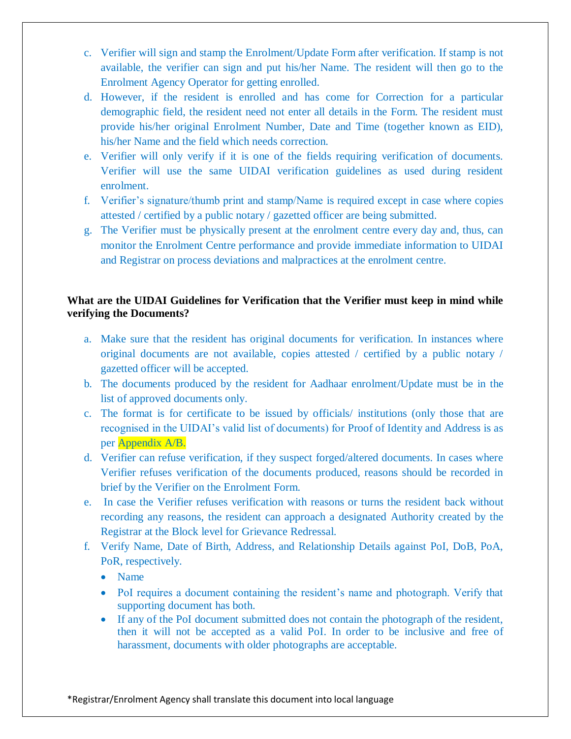c. Verifier will sign and stamp the Enrolment/Update Form after verification. If stamp is not available, the verifier can sign and put his/her Name. The resident will then go to the Enrolment Agency Operator for getting enrolled.
d. However, if the resident is enrolled and has come for Correction for a particular demographic field, the resident need not enter all details in the Form. The resident must provide his/her original Enrolment Number, Date and Time (together known as EID), his/her Name and the field which needs correction.
e. Verifier will only verify if it is one of the fields requiring verification of documents. Verifier will use the same UIDAI verification guidelines as used during resident enrolment.
f. Verifier's signature/thumb print and stamp/Name is required except in case where copies attested / certified by a public notary / gazetted officer are being submitted.
g. The Verifier must be physically present at the enrolment centre every day and, thus, can monitor the Enrolment Centre performance and provide immediate information to UIDAI and Registrar on process deviations and malpractices at the enrolment centre.

**What are the UIDAI Guidelines for Verification that the Verifier must keep in mind while verifying the Documents?**

a. Make sure that the resident has original documents for verification. In instances where original documents are not available, copies attested / certified by a public notary / gazetted officer will be accepted.
b. The documents produced by the resident for Aadhaar enrolment/Update must be in the list of approved documents only.
c. The format is for certificate to be issued by officials/ institutions (only those that are recognised in the UIDAI's valid list of documents) for Proof of Identity and Address is as per Appendix A/B.
d. Verifier can refuse verification, if they suspect forged/altered documents. In cases where Verifier refuses verification of the documents produced, reasons should be recorded in brief by the Verifier on the Enrolment Form.
e. In case the Verifier refuses verification with reasons or turns the resident back without recording any reasons, the resident can approach a designated Authority created by the Registrar at the Block level for Grievance Redressal.
f. Verify Name, Date of Birth, Address, and Relationship Details against PoI, DoB, PoA, PoR, respectively.
   - Name
   - PoI requires a document containing the resident's name and photograph. Verify that supporting document has both.
   - If any of the PoI document submitted does not contain the photograph of the resident, then it will not be accepted as a valid PoI. In order to be inclusive and free of harassment, documents with older photographs are acceptable.

*Registrar/Enrolment Agency shall translate this document into local language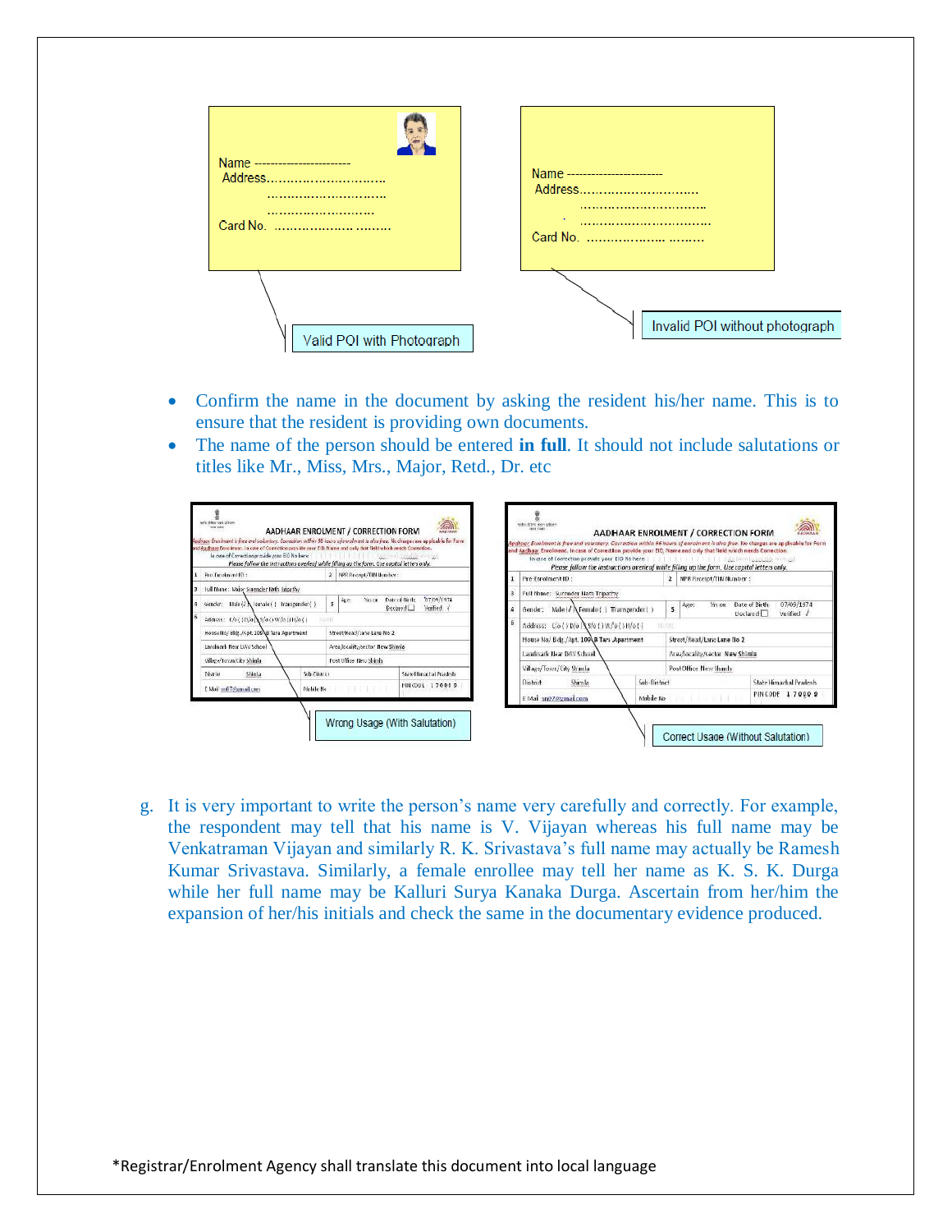Name ----------------------
Address…………………………
…………………………
………………………
Card No. ………………. ………

Valid POI with Photograph

Name ----------------------
Address…………………………
…………………………
…………………………
Card No. ………………. ………

Invalid POI without photograph

- Confirm the name in the document by asking the resident his/her name. This is to ensure that the resident is providing own documents.
- The name of the person should be entered **in full**. It should not include salutations or titles like Mr., Miss, Mrs., Major, Retd., Dr. etc

Wrong Usage (With Salutation)

Correct Usage (Without Salutation)

g. It is very important to write the person's name very carefully and correctly. For example, the respondent may tell that his name is V. Vijayan whereas his full name may be Venkatraman Vijayan and similarly R. K. Srivastava's full name may actually be Ramesh Kumar Srivastava. Similarly, a female enrollee may tell her name as K. S. K. Durga while her full name may be Kalluri Surya Kanaka Durga. Ascertain from her/him the expansion of her/his initials and check the same in the documentary evidence produced.

*Registrar/Enrolment Agency shall translate this document into local language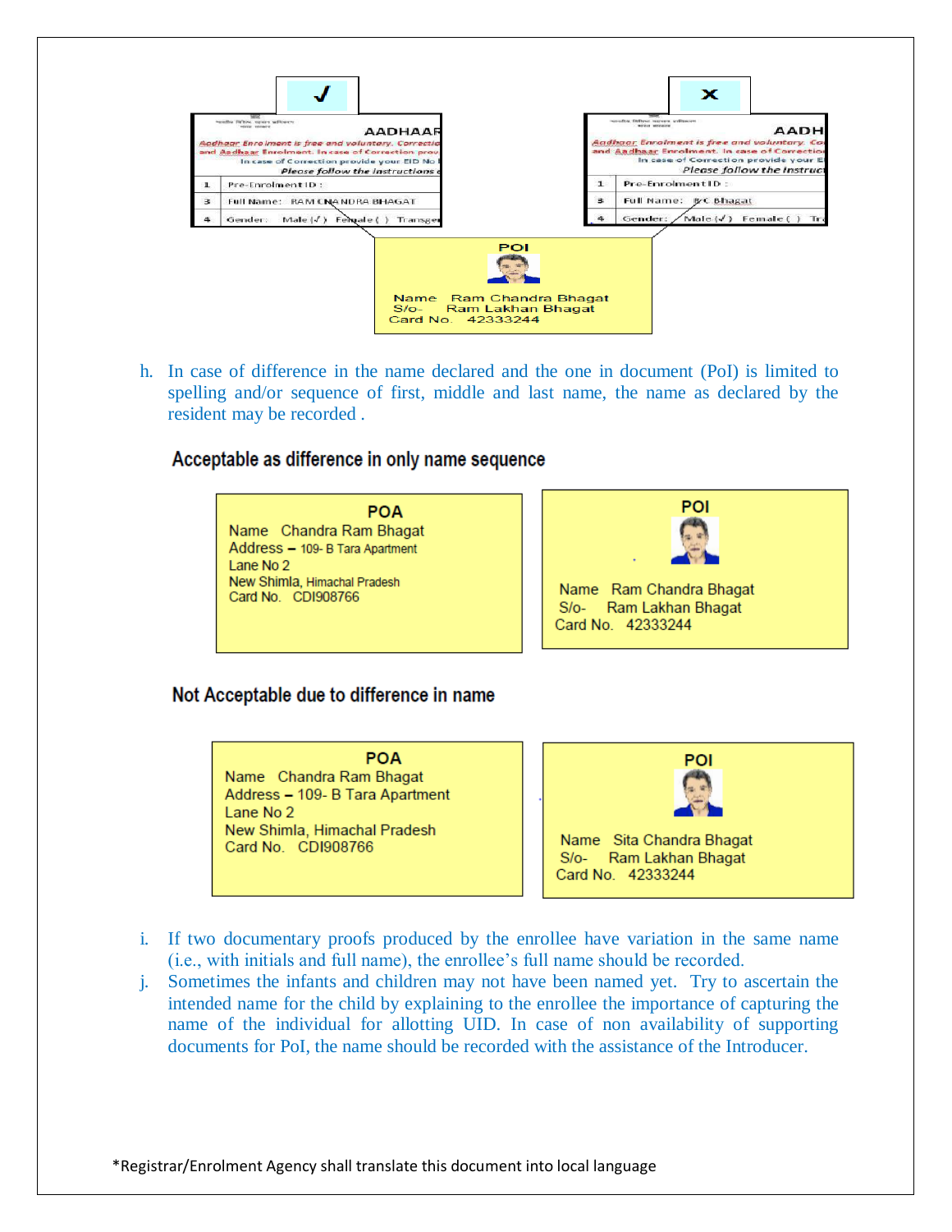| ✓ |
|---|

| | AADHAAR |
|---|---|
| | Aadhaar Enrolment is free and voluntary. Correctio... and Aadhaar Enrolment. In case of Correction prov... In case of Correction provide your EID No... Please follow the instructions... |
| 1 | Pre-Enrolment ID : |
| 3 | Full Name: RAM CHANDRA BHAGAT |
| 4 | Gender: Male (√) Female ( ) Transgen... |

| X |
|---|

| | AADH... |
|---|---|
| | Aadhaar Enrolment is free and voluntary. Co... and Aadhaar Enrolment. In case of Correctio... In case of Correction provide your E... Please follow the instruct... |
| 1 | Pre-Enrolment ID : |
| 3 | Full Name: R C Bhagat |
| 4 | Gender: Male (√) Female ( ) Tr... |

**POI**

Name Ram Chandra Bhagat
S/o- Ram Lakhan Bhagat
Card No. 42333244

h. In case of difference in the name declared and the one in document (PoI) is limited to spelling and/or sequence of first, middle and last name, the name as declared by the resident may be recorded .

**Acceptable as difference in only name sequence**

**POA**
Name Chandra Ram Bhagat
Address – 109- B Tara Apartment
Lane No 2
New Shimla, Himachal Pradesh
Card No. CDI908766

**POI**
Name Ram Chandra Bhagat
S/o- Ram Lakhan Bhagat
Card No. 42333244

**Not Acceptable due to difference in name**

**POA**
Name Chandra Ram Bhagat
Address – 109- B Tara Apartment
Lane No 2
New Shimla, Himachal Pradesh
Card No. CDI908766

**POI**
Name Sita Chandra Bhagat
S/o- Ram Lakhan Bhagat
Card No. 42333244

i. If two documentary proofs produced by the enrollee have variation in the same name (i.e., with initials and full name), the enrollee's full name should be recorded.

j. Sometimes the infants and children may not have been named yet. Try to ascertain the intended name for the child by explaining to the enrollee the importance of capturing the name of the individual for allotting UID. In case of non availability of supporting documents for PoI, the name should be recorded with the assistance of the Introducer.

*Registrar/Enrolment Agency shall translate this document into local language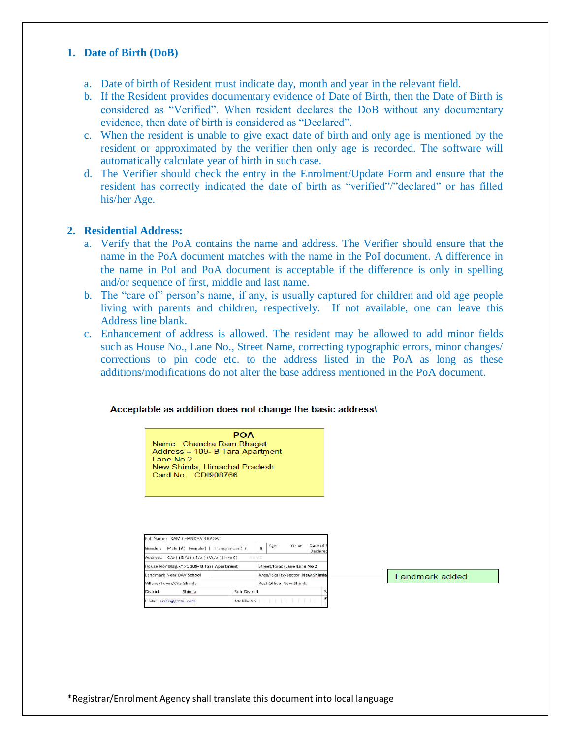## 1. Date of Birth (DoB)

a. Date of birth of Resident must indicate day, month and year in the relevant field.

b. If the Resident provides documentary evidence of Date of Birth, then the Date of Birth is considered as "Verified". When resident declares the DoB without any documentary evidence, then date of birth is considered as "Declared".

c. When the resident is unable to give exact date of birth and only age is mentioned by the resident or approximated by the verifier then only age is recorded. The software will automatically calculate year of birth in such case.

d. The Verifier should check the entry in the Enrolment/Update Form and ensure that the resident has correctly indicated the date of birth as "verified"/"declared" or has filled his/her Age.

## 2. Residential Address:

a. Verify that the PoA contains the name and address. The Verifier should ensure that the name in the PoA document matches with the name in the PoI document. A difference in the name in PoI and PoA document is acceptable if the difference is only in spelling and/or sequence of first, middle and last name.

b. The "care of" person's name, if any, is usually captured for children and old age people living with parents and children, respectively. If not available, one can leave this Address line blank.

c. Enhancement of address is allowed. The resident may be allowed to add minor fields such as House No., Lane No., Street Name, correcting typographic errors, minor changes/ corrections to pin code etc. to the address listed in the PoA as long as these additions/modifications do not alter the base address mentioned in the PoA document.

**Acceptable as addition does not change the basic address\**

**POA**
Name Chandra Ram Bhagat
Address – 109- B Tara Apartment
Lane No 2
New Shimla, Himachal Pradesh
Card No. CDI908766

| Full Name: RAM CHANDRA BHAGAT | | |
|---|---|---|
| Gender: Male (✓) Female ( ) Transgender ( ) | 5 | Age: Yrs or Date of Declared |
| Address: C/o ( ) D/o ( ) S/o ( ) W/o ( ) H/o ( ) | | |
| House No/ Bldg./Apt. 109- B Tara Apartment | Street/Road/Lane Lane No 2 | |
| Landmark Near DAV School | Area/locality/sector New Shimla | |
| Village/Town/City Shimla | Post Office New Shimla | |
| District Shimla | Sub-District | |
| E Mail sn07@gmail.com | Mobile No | |

Landmark added

*Registrar/Enrolment Agency shall translate this document into local language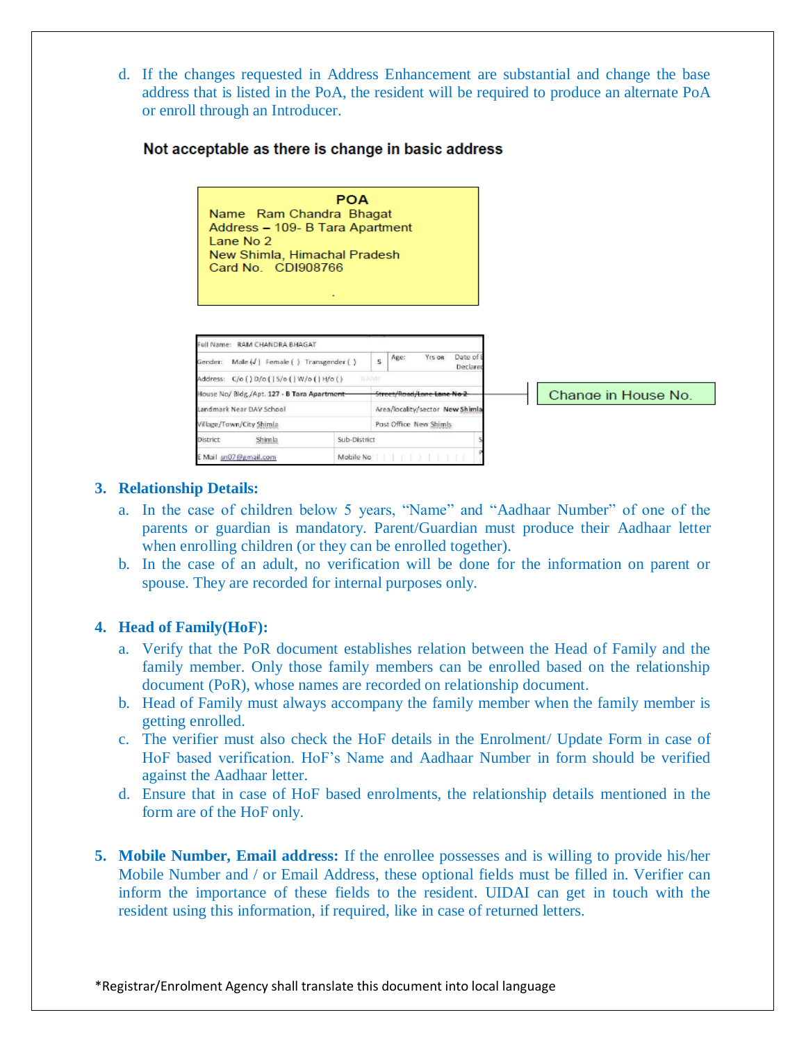d. If the changes requested in Address Enhancement are substantial and change the base address that is listed in the PoA, the resident will be required to produce an alternate PoA or enroll through an Introducer.

**Not acceptable as there is change in basic address**

**POA**
Name Ram Chandra Bhagat
Address – 109- B Tara Apartment
Lane No 2
New Shimla, Himachal Pradesh
Card No. CDI908766

| Full Name: RAM CHANDRA BHAGAT | | | |
|---|---|---|---|
| Gender: Male (√) Female ( ) Transgender ( ) | 5 | Age: Yrs OR | Date of Birth Declared |
| Address: C/o ( ) D/o ( ) S/o ( ) W/o ( ) H/o ( ) | | | |
| House No/ Bldg./Apt. 127 - B Tara Apartment | Street/Road/Lane Lane No 2 | | |
| Landmark Near DAV School | Area/locality/sector New Shimla | | |
| Village/Town/City Shimla | Post Office New Shimla | | |
| District Shimla | Sub-District | | |
| E Mail sn07@gmail.com | Mobile No | | |

Change in House No.

3. **Relationship Details:**
   a. In the case of children below 5 years, "Name" and "Aadhaar Number" of one of the parents or guardian is mandatory. Parent/Guardian must produce their Aadhaar letter when enrolling children (or they can be enrolled together).
   b. In the case of an adult, no verification will be done for the information on parent or spouse. They are recorded for internal purposes only.

4. **Head of Family(HoF):**
   a. Verify that the PoR document establishes relation between the Head of Family and the family member. Only those family members can be enrolled based on the relationship document (PoR), whose names are recorded on relationship document.
   b. Head of Family must always accompany the family member when the family member is getting enrolled.
   c. The verifier must also check the HoF details in the Enrolment/ Update Form in case of HoF based verification. HoF's Name and Aadhaar Number in form should be verified against the Aadhaar letter.
   d. Ensure that in case of HoF based enrolments, the relationship details mentioned in the form are of the HoF only.

5. **Mobile Number, Email address:** If the enrollee possesses and is willing to provide his/her Mobile Number and / or Email Address, these optional fields must be filled in. Verifier can inform the importance of these fields to the resident. UIDAI can get in touch with the resident using this information, if required, like in case of returned letters.

*Registrar/Enrolment Agency shall translate this document into local language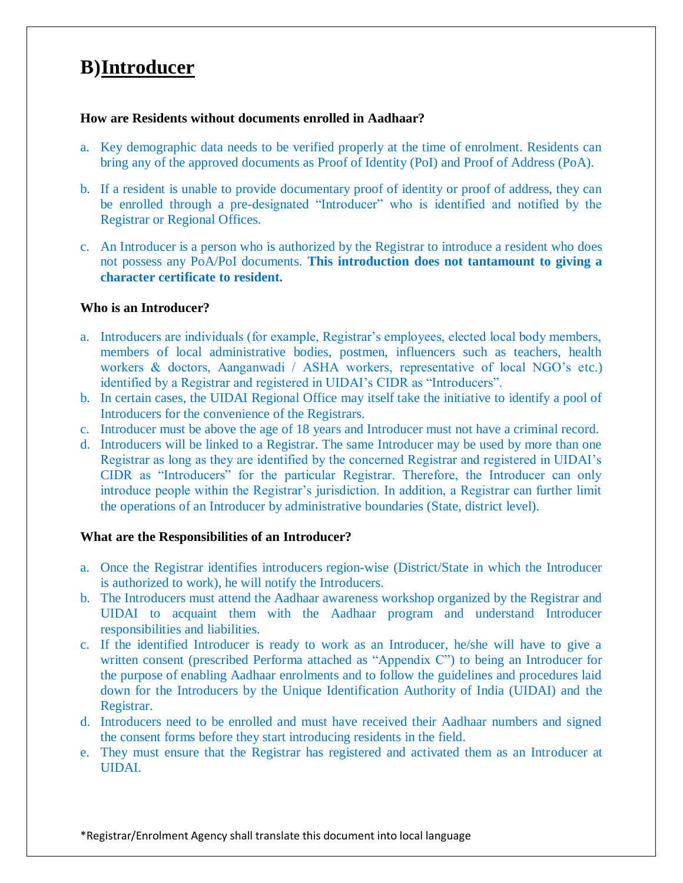# B) Introducer

**How are Residents without documents enrolled in Aadhaar?**

a. Key demographic data needs to be verified properly at the time of enrolment. Residents can bring any of the approved documents as Proof of Identity (PoI) and Proof of Address (PoA).

b. If a resident is unable to provide documentary proof of identity or proof of address, they can be enrolled through a pre-designated "Introducer" who is identified and notified by the Registrar or Regional Offices.

c. An Introducer is a person who is authorized by the Registrar to introduce a resident who does not possess any PoA/PoI documents. **This introduction does not tantamount to giving a character certificate to resident.**

**Who is an Introducer?**

a. Introducers are individuals (for example, Registrar's employees, elected local body members, members of local administrative bodies, postmen, influencers such as teachers, health workers & doctors, Aanganwadi / ASHA workers, representative of local NGO's etc.) identified by a Registrar and registered in UIDAI's CIDR as "Introducers".
b. In certain cases, the UIDAI Regional Office may itself take the initiative to identify a pool of Introducers for the convenience of the Registrars.
c. Introducer must be above the age of 18 years and Introducer must not have a criminal record.
d. Introducers will be linked to a Registrar. The same Introducer may be used by more than one Registrar as long as they are identified by the concerned Registrar and registered in UIDAI's CIDR as "Introducers" for the particular Registrar. Therefore, the Introducer can only introduce people within the Registrar's jurisdiction. In addition, a Registrar can further limit the operations of an Introducer by administrative boundaries (State, district level).

**What are the Responsibilities of an Introducer?**

a. Once the Registrar identifies introducers region-wise (District/State in which the Introducer is authorized to work), he will notify the Introducers.
b. The Introducers must attend the Aadhaar awareness workshop organized by the Registrar and UIDAI to acquaint them with the Aadhaar program and understand Introducer responsibilities and liabilities.
c. If the identified Introducer is ready to work as an Introducer, he/she will have to give a written consent (prescribed Performa attached as "Appendix C") to being an Introducer for the purpose of enabling Aadhaar enrolments and to follow the guidelines and procedures laid down for the Introducers by the Unique Identification Authority of India (UIDAI) and the Registrar.
d. Introducers need to be enrolled and must have received their Aadhaar numbers and signed the consent forms before they start introducing residents in the field.
e. They must ensure that the Registrar has registered and activated them as an Introducer at UIDAI.

*Registrar/Enrolment Agency shall translate this document into local language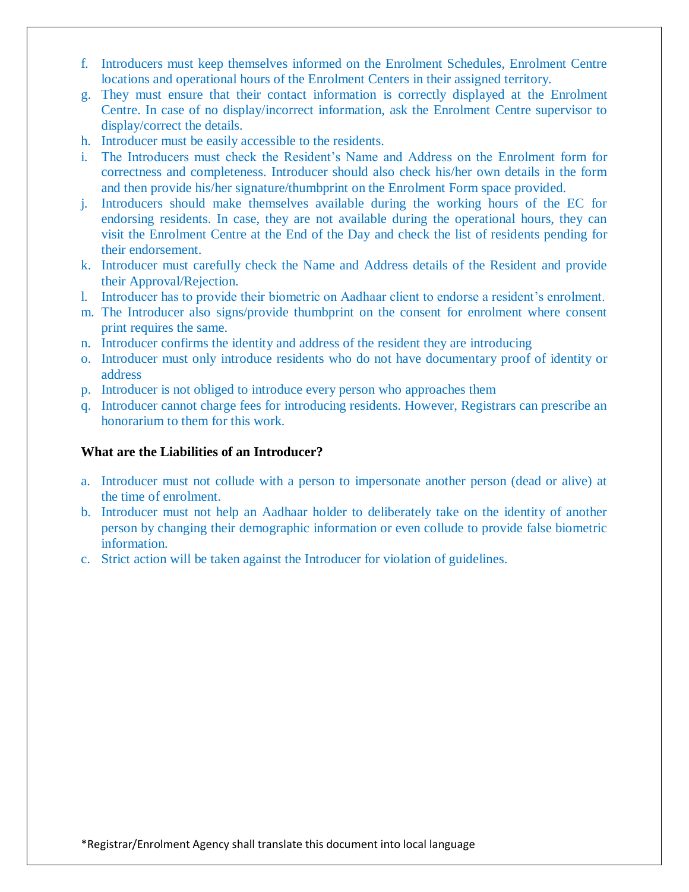f. Introducers must keep themselves informed on the Enrolment Schedules, Enrolment Centre locations and operational hours of the Enrolment Centers in their assigned territory.
g. They must ensure that their contact information is correctly displayed at the Enrolment Centre. In case of no display/incorrect information, ask the Enrolment Centre supervisor to display/correct the details.
h. Introducer must be easily accessible to the residents.
i. The Introducers must check the Resident's Name and Address on the Enrolment form for correctness and completeness. Introducer should also check his/her own details in the form and then provide his/her signature/thumbprint on the Enrolment Form space provided.
j. Introducers should make themselves available during the working hours of the EC for endorsing residents. In case, they are not available during the operational hours, they can visit the Enrolment Centre at the End of the Day and check the list of residents pending for their endorsement.
k. Introducer must carefully check the Name and Address details of the Resident and provide their Approval/Rejection.
l. Introducer has to provide their biometric on Aadhaar client to endorse a resident's enrolment.
m. The Introducer also signs/provide thumbprint on the consent for enrolment where consent print requires the same.
n. Introducer confirms the identity and address of the resident they are introducing
o. Introducer must only introduce residents who do not have documentary proof of identity or address
p. Introducer is not obliged to introduce every person who approaches them
q. Introducer cannot charge fees for introducing residents. However, Registrars can prescribe an honorarium to them for this work.

**What are the Liabilities of an Introducer?**

a. Introducer must not collude with a person to impersonate another person (dead or alive) at the time of enrolment.
b. Introducer must not help an Aadhaar holder to deliberately take on the identity of another person by changing their demographic information or even collude to provide false biometric information.
c. Strict action will be taken against the Introducer for violation of guidelines.

*Registrar/Enrolment Agency shall translate this document into local language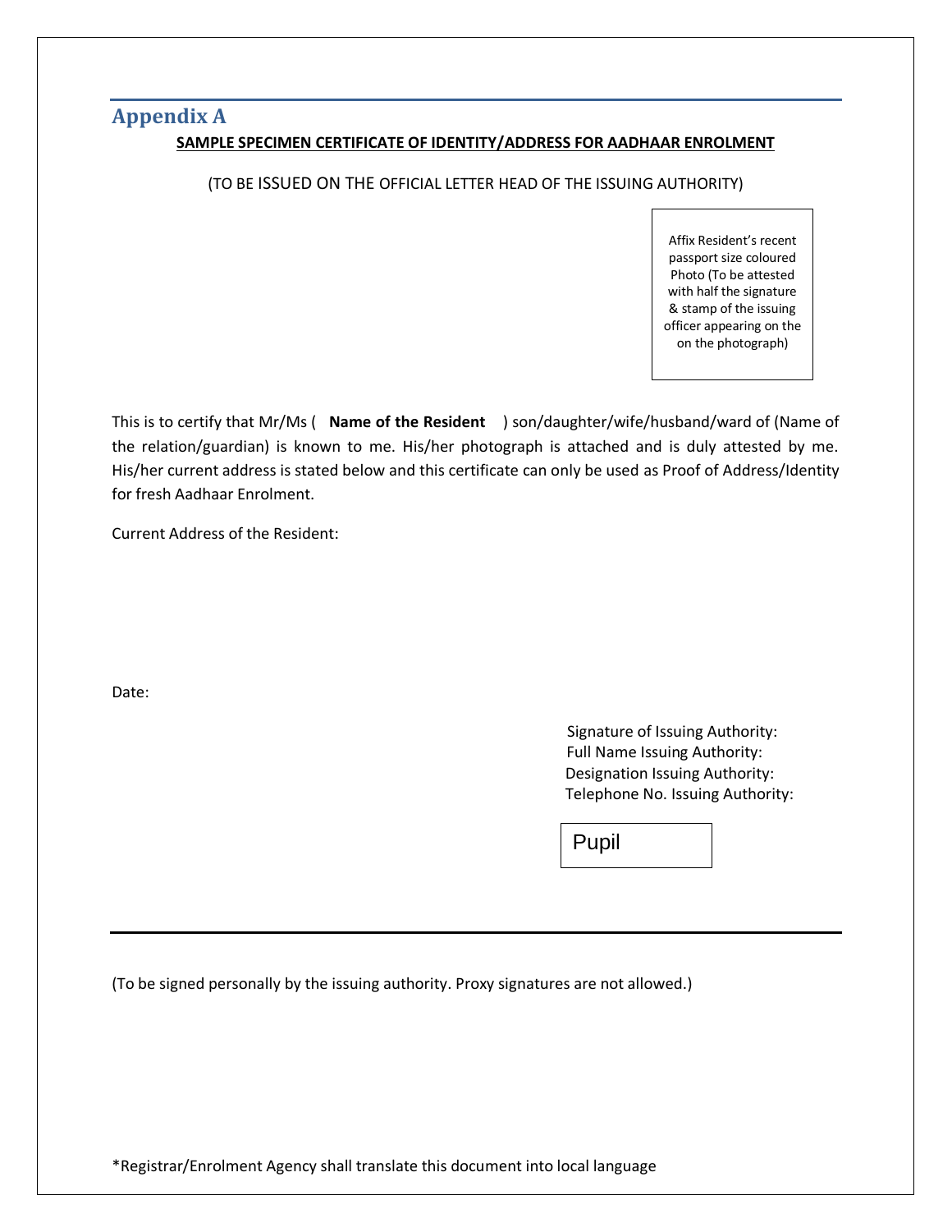## Appendix A

**SAMPLE SPECIMEN CERTIFICATE OF IDENTITY/ADDRESS FOR AADHAAR ENROLMENT**

(TO BE ISSUED ON THE OFFICIAL LETTER HEAD OF THE ISSUING AUTHORITY)

Affix Resident's recent passport size coloured Photo (To be attested with half the signature & stamp of the issuing officer appearing on the on the photograph)

This is to certify that Mr/Ms ( **Name of the Resident** ) son/daughter/wife/husband/ward of (Name of the relation/guardian) is known to me. His/her photograph is attached and is duly attested by me. His/her current address is stated below and this certificate can only be used as Proof of Address/Identity for fresh Aadhaar Enrolment.

Current Address of the Resident:

Date:

Signature of Issuing Authority:
Full Name Issuing Authority:
Designation Issuing Authority:
Telephone No. Issuing Authority:

Pupil

---

(To be signed personally by the issuing authority. Proxy signatures are not allowed.)

*Registrar/Enrolment Agency shall translate this document into local language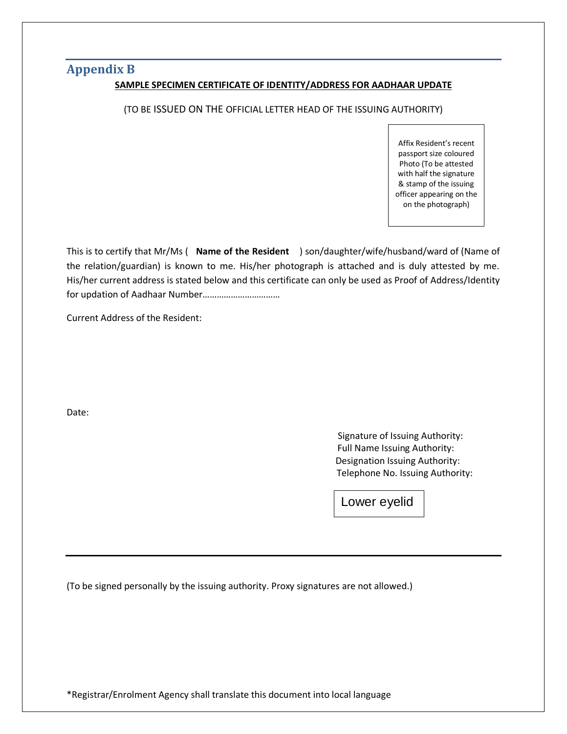## Appendix B

**SAMPLE SPECIMEN CERTIFICATE OF IDENTITY/ADDRESS FOR AADHAAR UPDATE**

(TO BE ISSUED ON THE OFFICIAL LETTER HEAD OF THE ISSUING AUTHORITY)

Affix Resident's recent passport size coloured Photo (To be attested with half the signature & stamp of the issuing officer appearing on the on the photograph)

This is to certify that Mr/Ms ( **Name of the Resident** ) son/daughter/wife/husband/ward of (Name of the relation/guardian) is known to me. His/her photograph is attached and is duly attested by me. His/her current address is stated below and this certificate can only be used as Proof of Address/Identity for updation of Aadhaar Number……………………………

Current Address of the Resident:

Date:

Signature of Issuing Authority:
Full Name Issuing Authority:
Designation Issuing Authority:
Telephone No. Issuing Authority:

Lower eyelid

(To be signed personally by the issuing authority. Proxy signatures are not allowed.)

*Registrar/Enrolment Agency shall translate this document into local language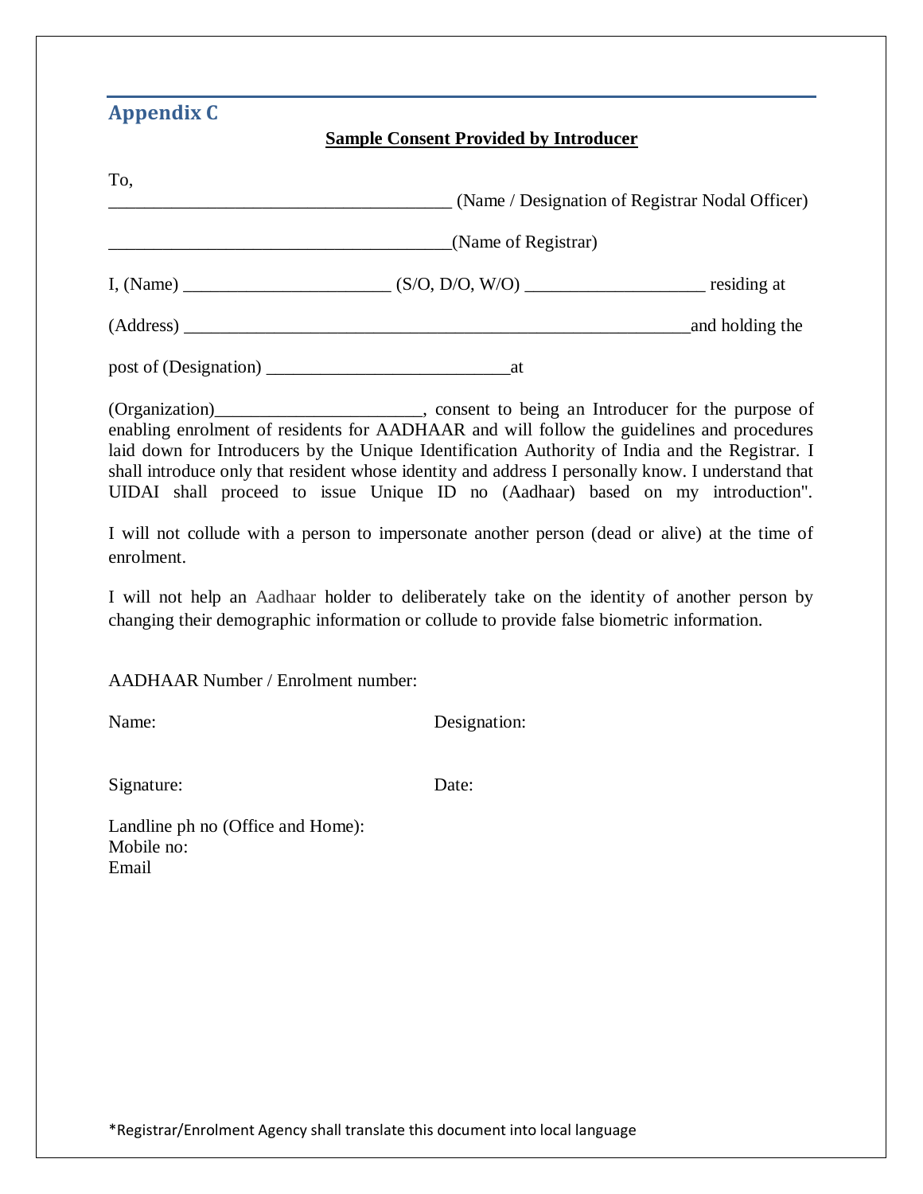## Appendix C

**Sample Consent Provided by Introducer**

To,

_____________________________________ (Name / Designation of Registrar Nodal Officer)

_____________________________________(Name of Registrar)

I, (Name) ______________________ (S/O, D/O, W/O) ___________________ residing at

(Address) ______________________________________________________and holding the

post of (Designation) __________________________at

(Organization)______________________, consent to being an Introducer for the purpose of enabling enrolment of residents for AADHAAR and will follow the guidelines and procedures laid down for Introducers by the Unique Identification Authority of India and the Registrar. I shall introduce only that resident whose identity and address I personally know. I understand that UIDAI shall proceed to issue Unique ID no (Aadhaar) based on my introduction".

I will not collude with a person to impersonate another person (dead or alive) at the time of enrolment.

I will not help an Aadhaar holder to deliberately take on the identity of another person by changing their demographic information or collude to provide false biometric information.

AADHAAR Number / Enrolment number:

Name: Designation:

Signature: Date:

Landline ph no (Office and Home):
Mobile no:
Email

*Registrar/Enrolment Agency shall translate this document into local language